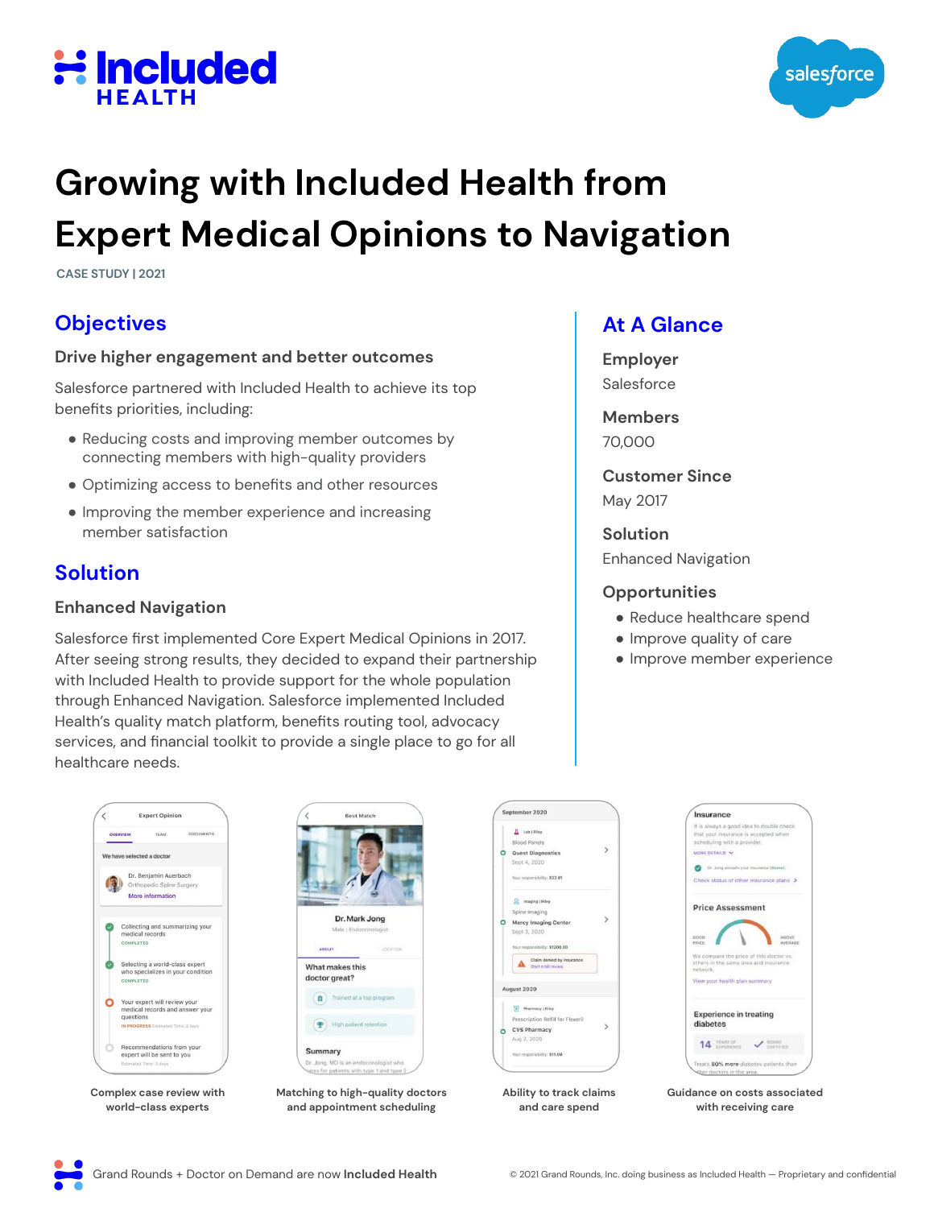# Growing with Included Health from Expert Medical Opinions to Navigation

CASE STUDY | 2021

## Objectives

### Drive higher engagement and better outcomes

Salesforce partnered with Included Health to achieve its top benefits priorities, including:

- Reducing costs and improving member outcomes by connecting members with high-quality providers
- Optimizing access to benefits and other resources
- Improving the member experience and increasing member satisfaction

## Solution

### Enhanced Navigation

Salesforce first implemented Core Expert Medical Opinions in 2017. After seeing strong results, they decided to expand their partnership with Included Health to provide support for the whole population through Enhanced Navigation. Salesforce implemented Included Health's quality match platform, benefits routing tool, advocacy services, and financial toolkit to provide a single place to go for all healthcare needs.

## At A Glance

**Employer**
Salesforce

**Members**
70,000

**Customer Since**
May 2017

**Solution**
Enhanced Navigation

**Opportunities**

- Reduce healthcare spend
- Improve quality of care
- Improve member experience

Complex case review with world-class experts

Matching to high-quality doctors and appointment scheduling

Ability to track claims and care spend

Guidance on costs associated with receiving care

Grand Rounds + Doctor on Demand are now **Included Health**

© 2021 Grand Rounds, Inc. doing business as Included Health — Proprietary and confidential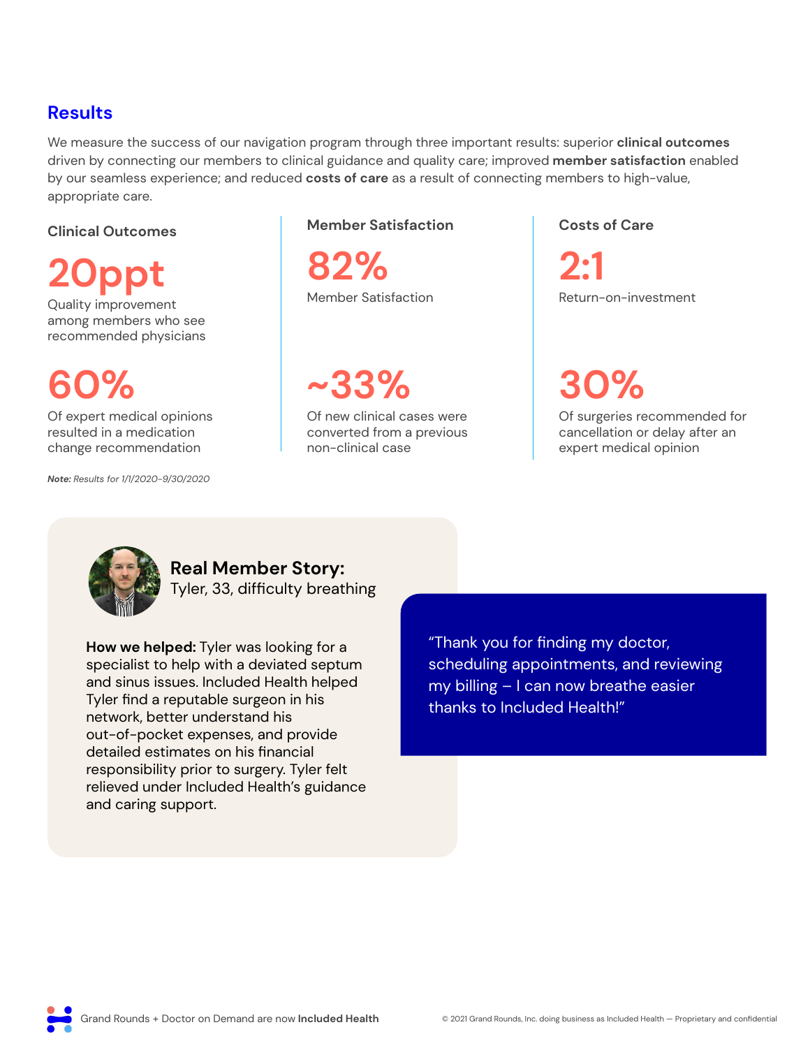## Results

We measure the success of our navigation program through three important results: superior **clinical outcomes** driven by connecting our members to clinical guidance and quality care; improved **member satisfaction** enabled by our seamless experience; and reduced **costs of care** as a result of connecting members to high-value, appropriate care.

### Clinical Outcomes

**20ppt**

Quality improvement among members who see recommended physicians

**60%**

Of expert medical opinions resulted in a medication change recommendation

### Member Satisfaction

**82%**

Member Satisfaction

**~33%**

Of new clinical cases were converted from a previous non-clinical case

### Costs of Care

**2:1**

Return-on-investment

**30%**

Of surgeries recommended for cancellation or delay after an expert medical opinion

***Note:*** *Results for 1/1/2020-9/30/2020*

### Real Member Story:

Tyler, 33, difficulty breathing

**How we helped:** Tyler was looking for a specialist to help with a deviated septum and sinus issues. Included Health helped Tyler find a reputable surgeon in his network, better understand his out-of-pocket expenses, and provide detailed estimates on his financial responsibility prior to surgery. Tyler felt relieved under Included Health's guidance and caring support.

> "Thank you for finding my doctor, scheduling appointments, and reviewing my billing – I can now breathe easier thanks to Included Health!"

Grand Rounds + Doctor on Demand are now **Included Health**

© 2021 Grand Rounds, Inc. doing business as Included Health — Proprietary and confidential